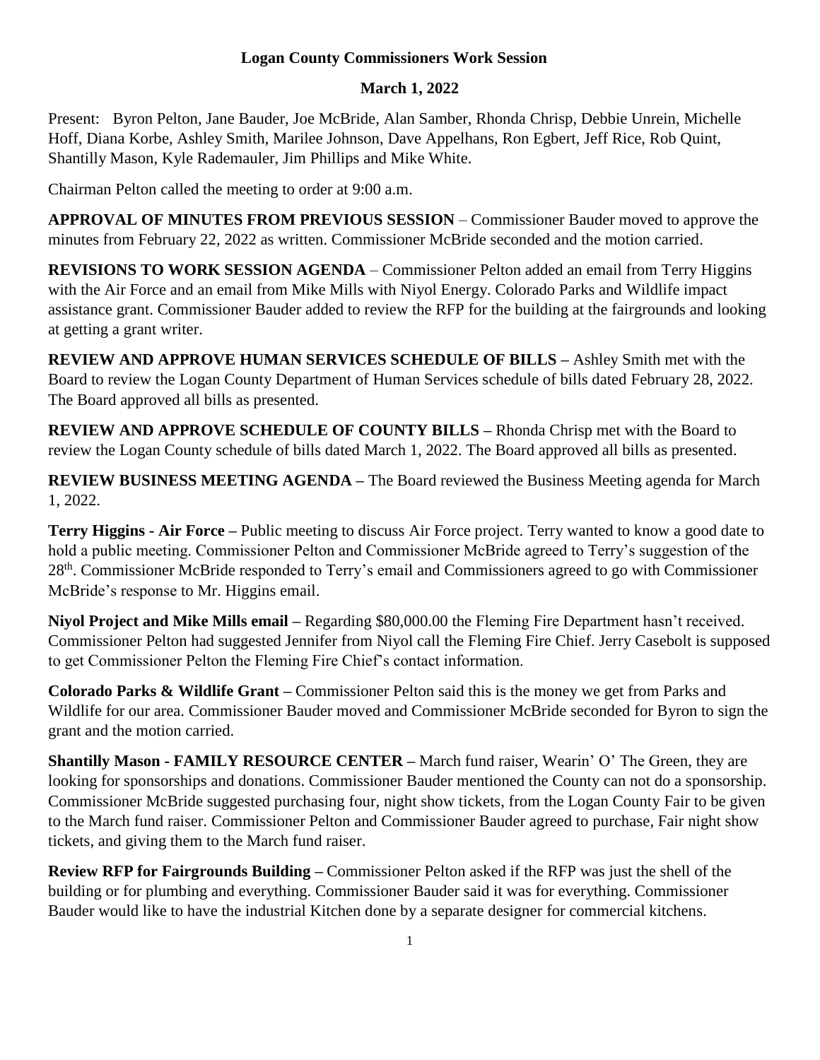# Logan County Commissioners Work Session

## March 1, 2022

Present: Byron Pelton, Jane Bauder, Joe McBride, Alan Samber, Rhonda Chrisp, Debbie Unrein, Michelle Hoff, Diana Korbe, Ashley Smith, Marilee Johnson, Dave Appelhans, Ron Egbert, Jeff Rice, Rob Quint, Shantilly Mason, Kyle Rademauler, Jim Phillips and Mike White.

Chairman Pelton called the meeting to order at 9:00 a.m.

**APPROVAL OF MINUTES FROM PREVIOUS SESSION** – Commissioner Bauder moved to approve the minutes from February 22, 2022 as written. Commissioner McBride seconded and the motion carried.

**REVISIONS TO WORK SESSION AGENDA** – Commissioner Pelton added an email from Terry Higgins with the Air Force and an email from Mike Mills with Niyol Energy. Colorado Parks and Wildlife impact assistance grant. Commissioner Bauder added to review the RFP for the building at the fairgrounds and looking at getting a grant writer.

**REVIEW AND APPROVE HUMAN SERVICES SCHEDULE OF BILLS –** Ashley Smith met with the Board to review the Logan County Department of Human Services schedule of bills dated February 28, 2022. The Board approved all bills as presented.

**REVIEW AND APPROVE SCHEDULE OF COUNTY BILLS –** Rhonda Chrisp met with the Board to review the Logan County schedule of bills dated March 1, 2022. The Board approved all bills as presented.

**REVIEW BUSINESS MEETING AGENDA –** The Board reviewed the Business Meeting agenda for March 1, 2022.

**Terry Higgins - Air Force –** Public meeting to discuss Air Force project. Terry wanted to know a good date to hold a public meeting. Commissioner Pelton and Commissioner McBride agreed to Terry's suggestion of the 28th. Commissioner McBride responded to Terry's email and Commissioners agreed to go with Commissioner McBride's response to Mr. Higgins email.

**Niyol Project and Mike Mills email –** Regarding $80,000.00 the Fleming Fire Department hasn't received. Commissioner Pelton had suggested Jennifer from Niyol call the Fleming Fire Chief. Jerry Casebolt is supposed to get Commissioner Pelton the Fleming Fire Chief's contact information.

**Colorado Parks & Wildlife Grant –** Commissioner Pelton said this is the money we get from Parks and Wildlife for our area. Commissioner Bauder moved and Commissioner McBride seconded for Byron to sign the grant and the motion carried.

**Shantilly Mason - FAMILY RESOURCE CENTER –** March fund raiser, Wearin' O' The Green, they are looking for sponsorships and donations. Commissioner Bauder mentioned the County can not do a sponsorship. Commissioner McBride suggested purchasing four, night show tickets, from the Logan County Fair to be given to the March fund raiser. Commissioner Pelton and Commissioner Bauder agreed to purchase, Fair night show tickets, and giving them to the March fund raiser.

**Review RFP for Fairgrounds Building –** Commissioner Pelton asked if the RFP was just the shell of the building or for plumbing and everything. Commissioner Bauder said it was for everything. Commissioner Bauder would like to have the industrial Kitchen done by a separate designer for commercial kitchens.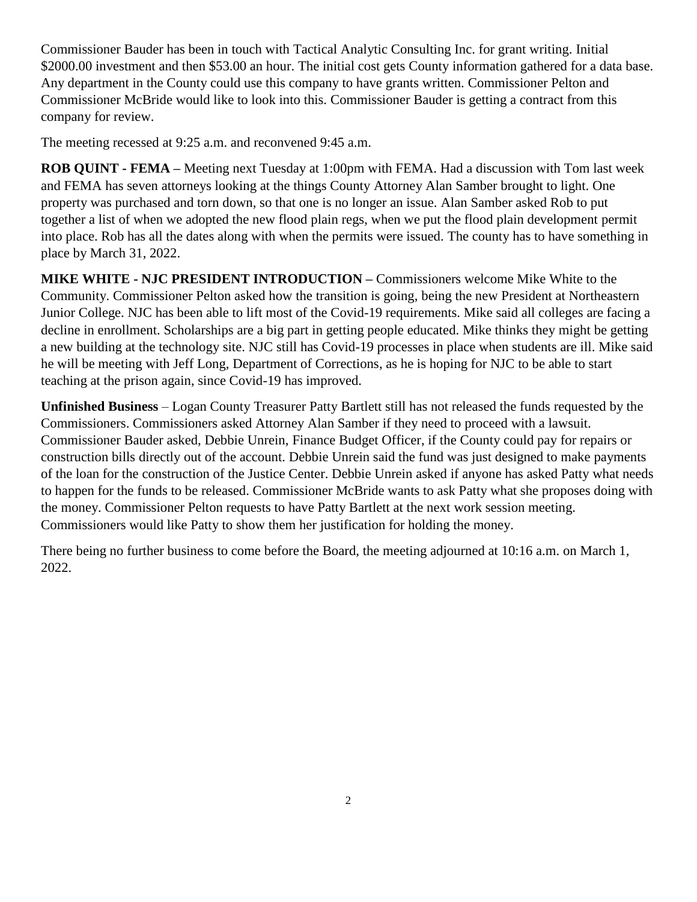Commissioner Bauder has been in touch with Tactical Analytic Consulting Inc. for grant writing. Initial $2000.00 investment and then $53.00 an hour. The initial cost gets County information gathered for a data base. Any department in the County could use this company to have grants written. Commissioner Pelton and Commissioner McBride would like to look into this. Commissioner Bauder is getting a contract from this company for review.

The meeting recessed at 9:25 a.m. and reconvened 9:45 a.m.

**ROB QUINT - FEMA –** Meeting next Tuesday at 1:00pm with FEMA. Had a discussion with Tom last week and FEMA has seven attorneys looking at the things County Attorney Alan Samber brought to light. One property was purchased and torn down, so that one is no longer an issue. Alan Samber asked Rob to put together a list of when we adopted the new flood plain regs, when we put the flood plain development permit into place. Rob has all the dates along with when the permits were issued. The county has to have something in place by March 31, 2022.

**MIKE WHITE - NJC PRESIDENT INTRODUCTION –** Commissioners welcome Mike White to the Community. Commissioner Pelton asked how the transition is going, being the new President at Northeastern Junior College. NJC has been able to lift most of the Covid-19 requirements. Mike said all colleges are facing a decline in enrollment. Scholarships are a big part in getting people educated. Mike thinks they might be getting a new building at the technology site. NJC still has Covid-19 processes in place when students are ill. Mike said he will be meeting with Jeff Long, Department of Corrections, as he is hoping for NJC to be able to start teaching at the prison again, since Covid-19 has improved.

**Unfinished Business** – Logan County Treasurer Patty Bartlett still has not released the funds requested by the Commissioners. Commissioners asked Attorney Alan Samber if they need to proceed with a lawsuit. Commissioner Bauder asked, Debbie Unrein, Finance Budget Officer, if the County could pay for repairs or construction bills directly out of the account. Debbie Unrein said the fund was just designed to make payments of the loan for the construction of the Justice Center. Debbie Unrein asked if anyone has asked Patty what needs to happen for the funds to be released. Commissioner McBride wants to ask Patty what she proposes doing with the money. Commissioner Pelton requests to have Patty Bartlett at the next work session meeting. Commissioners would like Patty to show them her justification for holding the money.

There being no further business to come before the Board, the meeting adjourned at 10:16 a.m. on March 1, 2022.